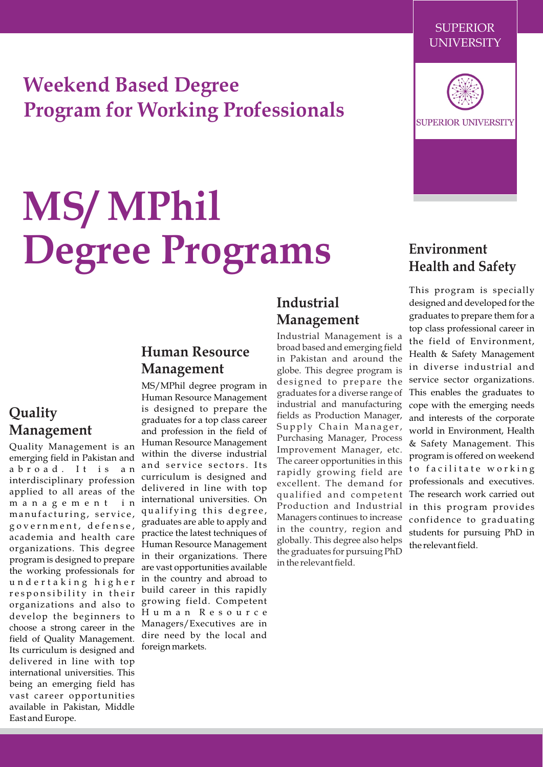SUPERIOR UNIVERSITY

## Weekend Based Degree Program for Working Professionals

# MS/ MPhil Degree Programs

### Quality Management

Quality Management is an emerging field in Pakistan and abroad. It is an interdisciplinary profession applied to all areas of the management in manufacturing, service, government, defense, academia and health care organizations. This degree program is designed to prepare the working professionals for undertaking higher responsibility in their organizations and also to develop the beginners to choose a strong career in the field of Quality Management. Its curriculum is designed and delivered in line with top international universities. This being an emerging field has vast career opportunities available in Pakistan, Middle East and Europe.

### Human Resource Management

MS/MPhil degree program in Human Resource Management is designed to prepare the graduates for a top class career and profession in the field of Human Resource Management within the diverse industrial and service sectors. Its curriculum is designed and delivered in line with top international universities. On qualifying this degree, graduates are able to apply and practice the latest techniques of Human Resource Management in their organizations. There are vast opportunities available in the country and abroad to build career in this rapidly growing field. Competent Human Resource Managers/Executives are in dire need by the local and foreign markets.

### Industrial Management

Industrial Management is a broad based and emerging field in Pakistan and around the globe. This degree program is designed to prepare the graduates for a diverse range of industrial and manufacturing fields as Production Manager, Supply Chain Manager, Purchasing Manager, Process Improvement Manager, etc. The career opportunities in this rapidly growing field are excellent. The demand for qualified and competent Production and Industrial Managers continues to increase in the country, region and globally. This degree also helps the graduates for pursuing PhD in the relevant field.

### Environment Health and Safety

This program is specially designed and developed for the graduates to prepare them for a top class professional career in the field of Environment, Health & Safety Management in diverse industrial and service sector organizations. This enables the graduates to cope with the emerging needs and interests of the corporate world in Environment, Health & Safety Management. This program is offered on weekend to facilitate working professionals and executives. The research work carried out in this program provides confidence to graduating students for pursuing PhD in the relevant field.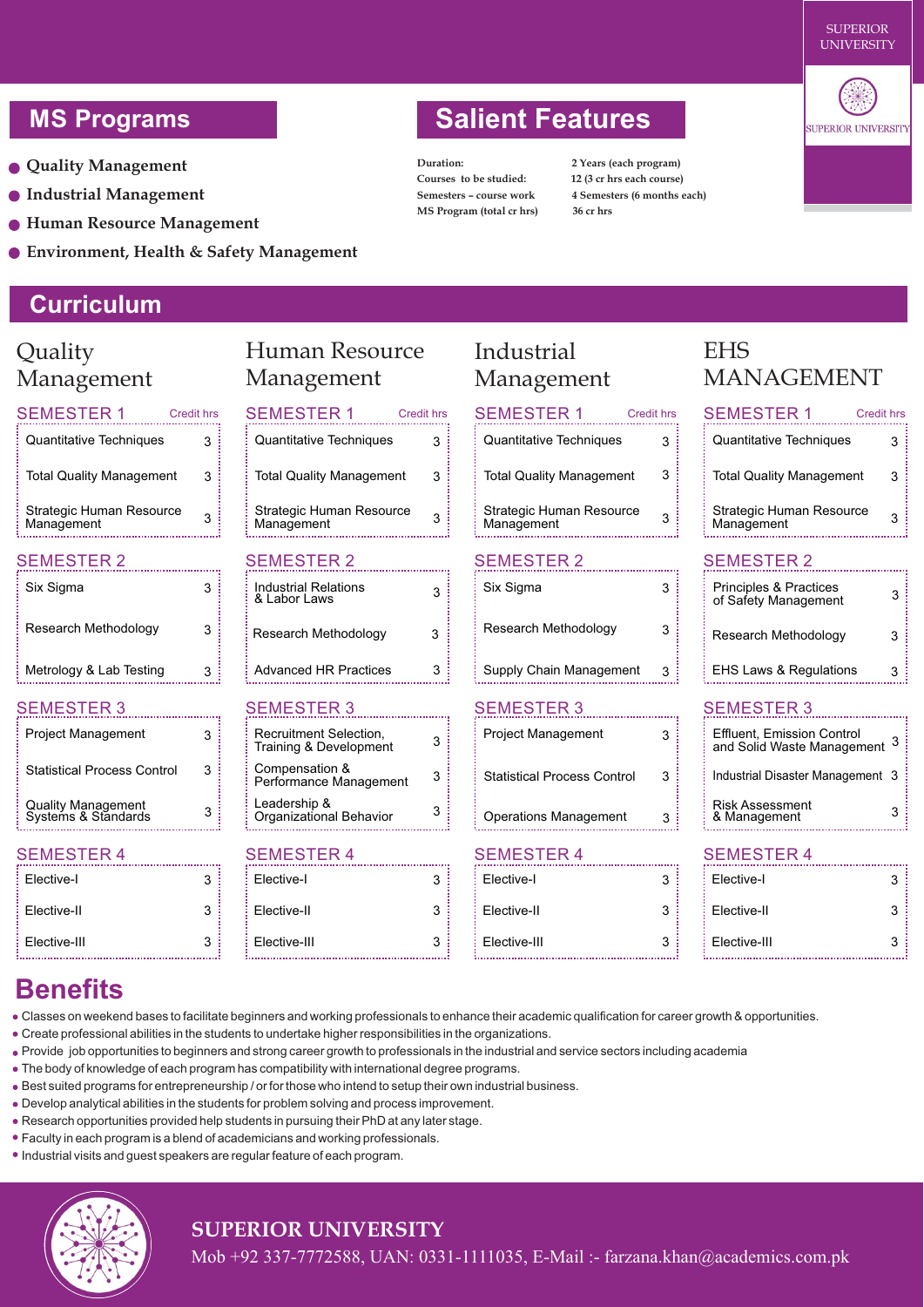## MS Programs

- **Quality Management**
- **Industrial Management**
- **Human Resource Management**
- **Environment, Health & Safety Management**

## Salient Features

| | |
|---|---|
| **Duration:** | **2 Years (each program)** |
| **Courses to be studied:** | **12 (3 cr hrs each course)** |
| **Semesters – course work** | **4 Semesters (6 months each)** |
| **MS Program (total cr hrs)** | **36 cr hrs** |

## Curriculum

### Quality Management

| SEMESTER 1 | Credit hrs |
|---|---|
| Quantitative Techniques | 3 |
| Total Quality Management | 3 |
| Strategic Human Resource Management | 3 |

| SEMESTER 2 | |
|---|---|
| Six Sigma | 3 |
| Research Methodology | 3 |
| Metrology & Lab Testing | 3 |

| SEMESTER 3 | |
|---|---|
| Project Management | 3 |
| Statistical Process Control | 3 |
| Quality Management Systems & Standards | 3 |

| SEMESTER 4 | |
|---|---|
| Elective-I | 3 |
| Elective-II | 3 |
| Elective-III | 3 |

### Human Resource Management

| SEMESTER 1 | Credit hrs |
|---|---|
| Quantitative Techniques | 3 |
| Total Quality Management | 3 |
| Strategic Human Resource Management | 3 |

| SEMESTER 2 | |
|---|---|
| Industrial Relations & Labor Laws | 3 |
| Research Methodology | 3 |
| Advanced HR Practices | 3 |

| SEMESTER 3 | |
|---|---|
| Recruitment Selection, Training & Development | 3 |
| Compensation & Performance Management | 3 |
| Leadership & Organizational Behavior | 3 |

| SEMESTER 4 | |
|---|---|
| Elective-I | 3 |
| Elective-II | 3 |
| Elective-III | 3 |

### Industrial Management

| SEMESTER 1 | Credit hrs |
|---|---|
| Quantitative Techniques | 3 |
| Total Quality Management | 3 |
| Strategic Human Resource Management | 3 |

| SEMESTER 2 | |
|---|---|
| Six Sigma | 3 |
| Research Methodology | 3 |
| Supply Chain Management | 3 |

| SEMESTER 3 | |
|---|---|
| Project Management | 3 |
| Statistical Process Control | 3 |
| Operations Management | 3 |

| SEMESTER 4 | |
|---|---|
| Elective-I | 3 |
| Elective-II | 3 |
| Elective-III | 3 |

### EHS MANAGEMENT

| SEMESTER 1 | Credit hrs |
|---|---|
| Quantitative Techniques | 3 |
| Total Quality Management | 3 |
| Strategic Human Resource Management | 3 |

| SEMESTER 2 | |
|---|---|
| Principles & Practices of Safety Management | 3 |
| Research Methodology | 3 |
| EHS Laws & Regulations | 3 |

| SEMESTER 3 | |
|---|---|
| Effluent, Emission Control and Solid Waste Management | 3 |
| Industrial Disaster Management | 3 |
| Risk Assessment & Management | 3 |

| SEMESTER 4 | |
|---|---|
| Elective-I | 3 |
| Elective-II | 3 |
| Elective-III | 3 |

## Benefits

- Classes on weekend bases to facilitate beginners and working professionals to enhance their academic qualification for career growth & opportunities.
- Create professional abilities in the students to undertake higher responsibilities in the organizations.
- Provide job opportunities to beginners and strong career growth to professionals in the industrial and service sectors including academia
- The body of knowledge of each program has compatibility with international degree programs.
- Best suited programs for entrepreneurship / or for those who intend to setup their own industrial business.
- Develop analytical abilities in the students for problem solving and process improvement.
- Research opportunities provided help students in pursuing their PhD at any later stage.
- Faculty in each program is a blend of academicians and working professionals.
- Industrial visits and guest speakers are regular feature of each program.

**SUPERIOR UNIVERSITY**

Mob +92 337-7772588, UAN: 0331-1111035, E-Mail :- farzana.khan@academics.com.pk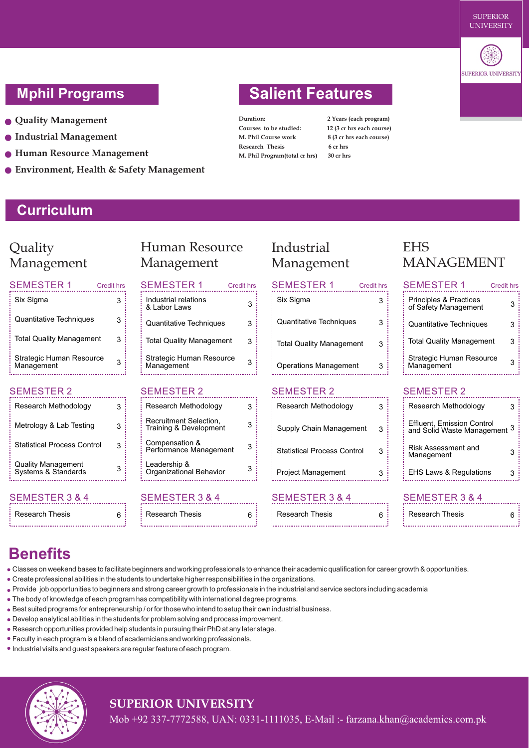## Mphil Programs

- Quality Management
- Industrial Management
- Human Resource Management
- Environment, Health & Safety Management

## Salient Features

| | |
|---|---|
| Duration: | 2 Years (each program) |
| Courses to be studied: | 12 (3 cr hrs each course) |
| M. Phil Course work | 8 (3 cr hrs each course) |
| Research Thesis | 6 cr hrs |
| M. Phil Program(total cr hrs) | 30 cr hrs |

## Curriculum

### Quality Management

| SEMESTER 1 | Credit hrs |
|---|---|
| Six Sigma | 3 |
| Quantitative Techniques | 3 |
| Total Quality Management | 3 |
| Strategic Human Resource Management | 3 |

| SEMESTER 2 | |
|---|---|
| Research Methodology | 3 |
| Metrology & Lab Testing | 3 |
| Statistical Process Control | 3 |
| Quality Management Systems & Standards | 3 |

| SEMESTER 3 & 4 | |
|---|---|
| Research Thesis | 6 |

### Human Resource Management

| SEMESTER 1 | Credit hrs |
|---|---|
| Industrial relations & Labor Laws | 3 |
| Quantitative Techniques | 3 |
| Total Quality Management | 3 |
| Strategic Human Resource Management | 3 |

| SEMESTER 2 | |
|---|---|
| Research Methodology | 3 |
| Recruitment Selection, Training & Development | 3 |
| Compensation & Performance Management | 3 |
| Leadership & Organizational Behavior | 3 |

| SEMESTER 3 & 4 | |
|---|---|
| Research Thesis | 6 |

### Industrial Management

| SEMESTER 1 | Credit hrs |
|---|---|
| Six Sigma | 3 |
| Quantitative Techniques | 3 |
| Total Quality Management | 3 |
| Operations Management | 3 |

| SEMESTER 2 | |
|---|---|
| Research Methodology | 3 |
| Supply Chain Management | 3 |
| Statistical Process Control | 3 |
| Project Management | 3 |

| SEMESTER 3 & 4 | |
|---|---|
| Research Thesis | 6 |

### EHS MANAGEMENT

| SEMESTER 1 | Credit hrs |
|---|---|
| Principles & Practices of Safety Management | 3 |
| Quantitative Techniques | 3 |
| Total Quality Management | 3 |
| Strategic Human Resource Management | 3 |

| SEMESTER 2 | |
|---|---|
| Research Methodology | 3 |
| Effluent, Emission Control and Solid Waste Management | 3 |
| Risk Assessment and Management | 3 |
| EHS Laws & Regulations | 3 |

| SEMESTER 3 & 4 | |
|---|---|
| Research Thesis | 6 |

## Benefits

- Classes on weekend bases to facilitate beginners and working professionals to enhance their academic qualification for career growth & opportunities.
- Create professional abilities in the students to undertake higher responsibilities in the organizations.
- Provide job opportunities to beginners and strong career growth to professionals in the industrial and service sectors including academia
- The body of knowledge of each program has compatibility with international degree programs.
- Best suited programs for entrepreneurship / or for those who intend to setup their own industrial business.
- Develop analytical abilities in the students for problem solving and process improvement.
- Research opportunities provided help students in pursuing their PhD at any later stage.
- Faculty in each program is a blend of academicians and working professionals.
- Industrial visits and guest speakers are regular feature of each program.

**SUPERIOR UNIVERSITY**

Mob +92 337-7772588, UAN: 0331-1111035, E-Mail :- farzana.khan@academics.com.pk